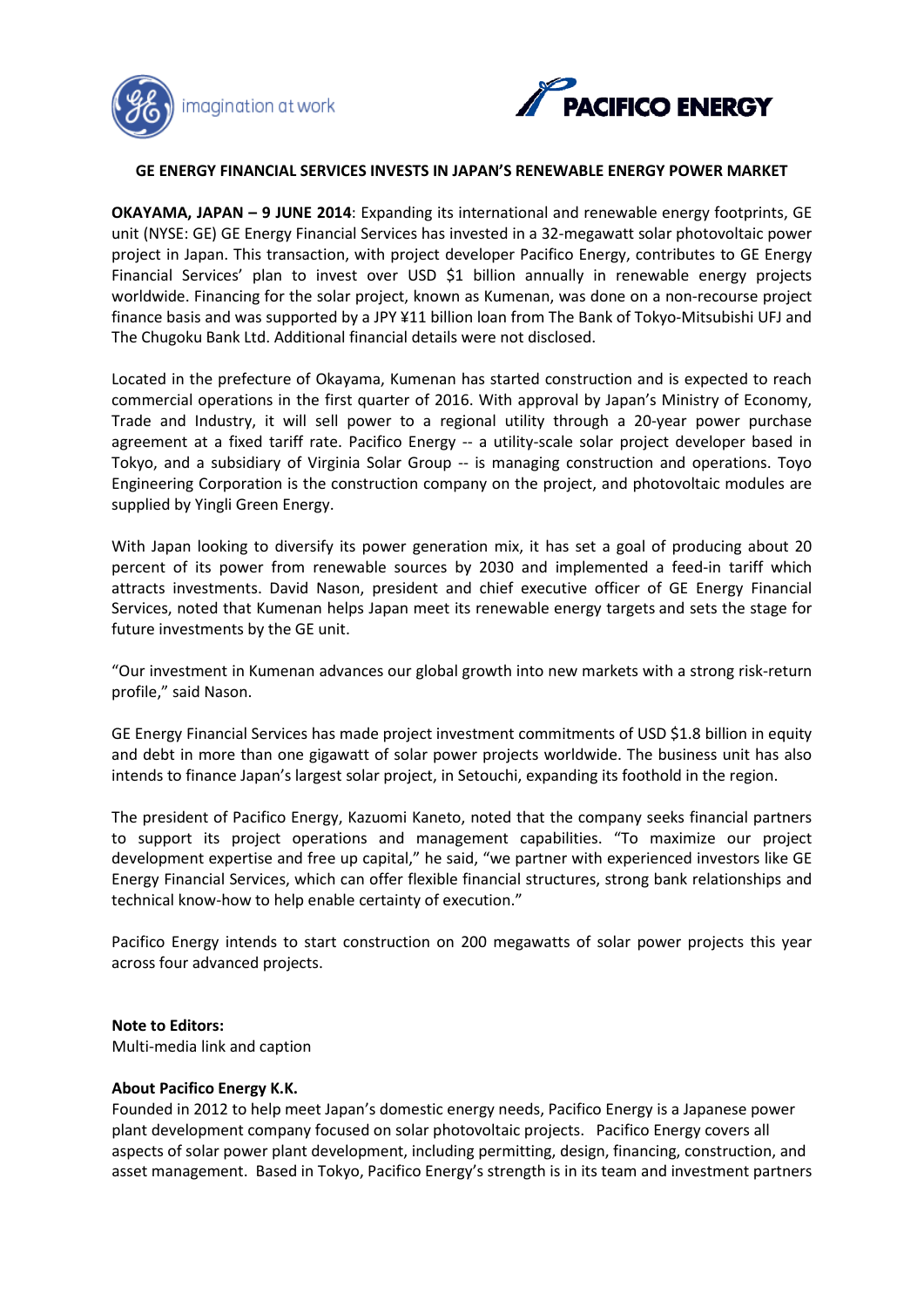**GE ENERGY FINANCIAL SERVICES INVESTS IN JAPAN'S RENEWABLE ENERGY POWER MARKET**

**OKAYAMA, JAPAN – 9 JUNE 2014**: Expanding its international and renewable energy footprints, GE unit (NYSE: GE) GE Energy Financial Services has invested in a 32-megawatt solar photovoltaic power project in Japan. This transaction, with project developer Pacifico Energy, contributes to GE Energy Financial Services' plan to invest over USD $1 billion annually in renewable energy projects worldwide. Financing for the solar project, known as Kumenan, was done on a non-recourse project finance basis and was supported by a JPY ¥11 billion loan from The Bank of Tokyo-Mitsubishi UFJ and The Chugoku Bank Ltd. Additional financial details were not disclosed.

Located in the prefecture of Okayama, Kumenan has started construction and is expected to reach commercial operations in the first quarter of 2016. With approval by Japan's Ministry of Economy, Trade and Industry, it will sell power to a regional utility through a 20-year power purchase agreement at a fixed tariff rate. Pacifico Energy -- a utility-scale solar project developer based in Tokyo, and a subsidiary of Virginia Solar Group -- is managing construction and operations. Toyo Engineering Corporation is the construction company on the project, and photovoltaic modules are supplied by Yingli Green Energy.

With Japan looking to diversify its power generation mix, it has set a goal of producing about 20 percent of its power from renewable sources by 2030 and implemented a feed-in tariff which attracts investments. David Nason, president and chief executive officer of GE Energy Financial Services, noted that Kumenan helps Japan meet its renewable energy targets and sets the stage for future investments by the GE unit.

"Our investment in Kumenan advances our global growth into new markets with a strong risk-return profile," said Nason.

GE Energy Financial Services has made project investment commitments of USD $1.8 billion in equity and debt in more than one gigawatt of solar power projects worldwide. The business unit has also intends to finance Japan's largest solar project, in Setouchi, expanding its foothold in the region.

The president of Pacifico Energy, Kazuomi Kaneto, noted that the company seeks financial partners to support its project operations and management capabilities. "To maximize our project development expertise and free up capital," he said, "we partner with experienced investors like GE Energy Financial Services, which can offer flexible financial structures, strong bank relationships and technical know-how to help enable certainty of execution."

Pacifico Energy intends to start construction on 200 megawatts of solar power projects this year across four advanced projects.

**Note to Editors:**
Multi-media link and caption

**About Pacifico Energy K.K.**
Founded in 2012 to help meet Japan's domestic energy needs, Pacifico Energy is a Japanese power plant development company focused on solar photovoltaic projects. Pacifico Energy covers all aspects of solar power plant development, including permitting, design, financing, construction, and asset management. Based in Tokyo, Pacifico Energy's strength is in its team and investment partners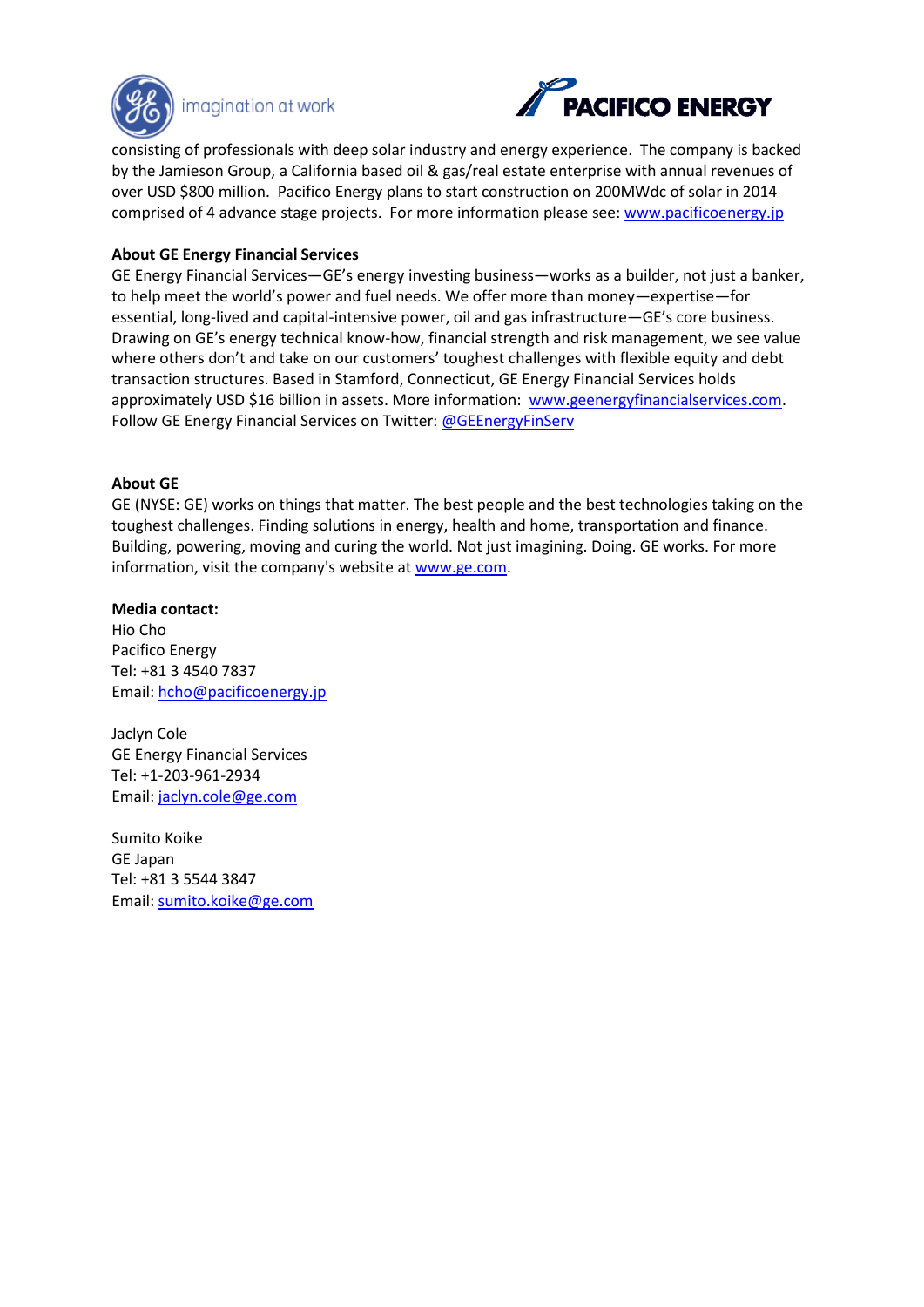consisting of professionals with deep solar industry and energy experience. The company is backed by the Jamieson Group, a California based oil & gas/real estate enterprise with annual revenues of over USD $800 million. Pacifico Energy plans to start construction on 200MWdc of solar in 2014 comprised of 4 advance stage projects. For more information please see: www.pacificoenergy.jp

**About GE Energy Financial Services**

GE Energy Financial Services—GE's energy investing business—works as a builder, not just a banker, to help meet the world's power and fuel needs. We offer more than money—expertise—for essential, long-lived and capital-intensive power, oil and gas infrastructure—GE's core business. Drawing on GE's energy technical know-how, financial strength and risk management, we see value where others don't and take on our customers' toughest challenges with flexible equity and debt transaction structures. Based in Stamford, Connecticut, GE Energy Financial Services holds approximately USD $16 billion in assets. More information: www.geenergyfinancialservices.com. Follow GE Energy Financial Services on Twitter: @GEEnergyFinServ

**About GE**

GE (NYSE: GE) works on things that matter. The best people and the best technologies taking on the toughest challenges. Finding solutions in energy, health and home, transportation and finance. Building, powering, moving and curing the world. Not just imagining. Doing. GE works. For more information, visit the company's website at www.ge.com.

**Media contact:**

Hio Cho
Pacifico Energy
Tel: +81 3 4540 7837
Email: hcho@pacificoenergy.jp

Jaclyn Cole
GE Energy Financial Services
Tel: +1-203-961-2934
Email: jaclyn.cole@ge.com

Sumito Koike
GE Japan
Tel: +81 3 5544 3847
Email: sumito.koike@ge.com